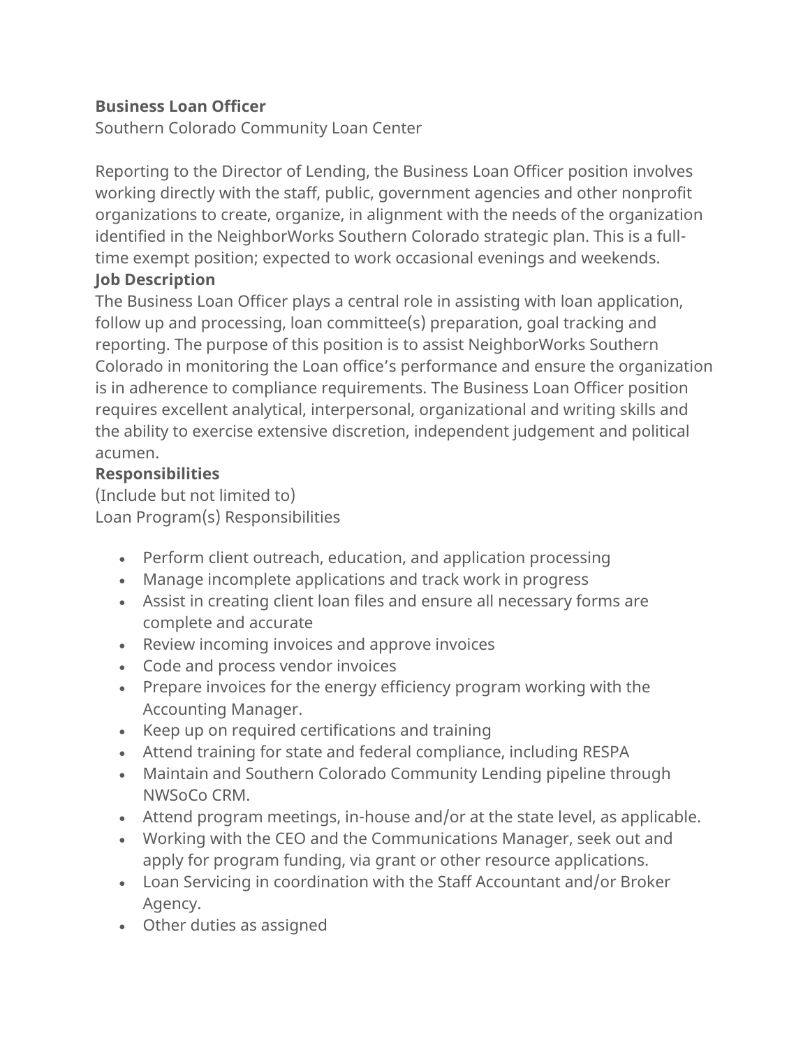**Business Loan Officer**
Southern Colorado Community Loan Center

Reporting to the Director of Lending, the Business Loan Officer position involves working directly with the staff, public, government agencies and other nonprofit organizations to create, organize, in alignment with the needs of the organization identified in the NeighborWorks Southern Colorado strategic plan. This is a full-time exempt position; expected to work occasional evenings and weekends.

**Job Description**

The Business Loan Officer plays a central role in assisting with loan application, follow up and processing, loan committee(s) preparation, goal tracking and reporting. The purpose of this position is to assist NeighborWorks Southern Colorado in monitoring the Loan office's performance and ensure the organization is in adherence to compliance requirements. The Business Loan Officer position requires excellent analytical, interpersonal, organizational and writing skills and the ability to exercise extensive discretion, independent judgement and political acumen.

**Responsibilities**

(Include but not limited to)
Loan Program(s) Responsibilities

- Perform client outreach, education, and application processing
- Manage incomplete applications and track work in progress
- Assist in creating client loan files and ensure all necessary forms are complete and accurate
- Review incoming invoices and approve invoices
- Code and process vendor invoices
- Prepare invoices for the energy efficiency program working with the Accounting Manager.
- Keep up on required certifications and training
- Attend training for state and federal compliance, including RESPA
- Maintain and Southern Colorado Community Lending pipeline through NWSoCo CRM.
- Attend program meetings, in-house and/or at the state level, as applicable.
- Working with the CEO and the Communications Manager, seek out and apply for program funding, via grant or other resource applications.
- Loan Servicing in coordination with the Staff Accountant and/or Broker Agency.
- Other duties as assigned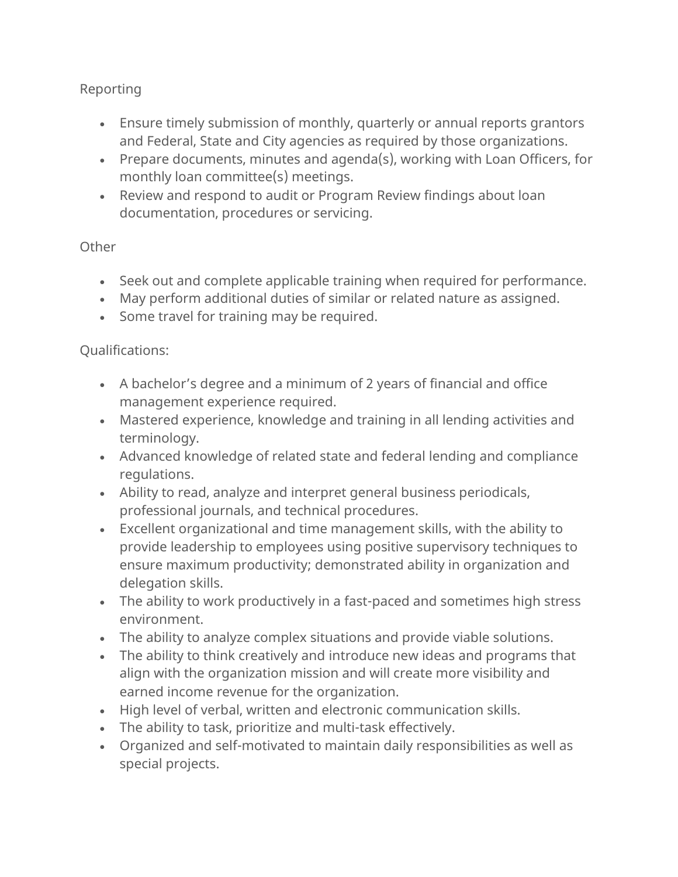Reporting

- Ensure timely submission of monthly, quarterly or annual reports grantors and Federal, State and City agencies as required by those organizations.
- Prepare documents, minutes and agenda(s), working with Loan Officers, for monthly loan committee(s) meetings.
- Review and respond to audit or Program Review findings about loan documentation, procedures or servicing.

Other

- Seek out and complete applicable training when required for performance.
- May perform additional duties of similar or related nature as assigned.
- Some travel for training may be required.

Qualifications:

- A bachelor's degree and a minimum of 2 years of financial and office management experience required.
- Mastered experience, knowledge and training in all lending activities and terminology.
- Advanced knowledge of related state and federal lending and compliance regulations.
- Ability to read, analyze and interpret general business periodicals, professional journals, and technical procedures.
- Excellent organizational and time management skills, with the ability to provide leadership to employees using positive supervisory techniques to ensure maximum productivity; demonstrated ability in organization and delegation skills.
- The ability to work productively in a fast-paced and sometimes high stress environment.
- The ability to analyze complex situations and provide viable solutions.
- The ability to think creatively and introduce new ideas and programs that align with the organization mission and will create more visibility and earned income revenue for the organization.
- High level of verbal, written and electronic communication skills.
- The ability to task, prioritize and multi-task effectively.
- Organized and self-motivated to maintain daily responsibilities as well as special projects.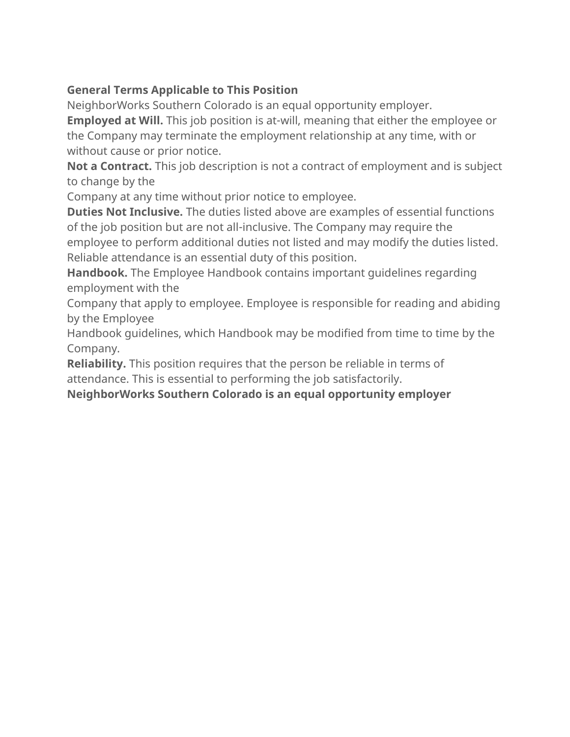**General Terms Applicable to This Position**

NeighborWorks Southern Colorado is an equal opportunity employer.

**Employed at Will.** This job position is at-will, meaning that either the employee or the Company may terminate the employment relationship at any time, with or without cause or prior notice.

**Not a Contract.** This job description is not a contract of employment and is subject to change by the Company at any time without prior notice to employee.

**Duties Not Inclusive.** The duties listed above are examples of essential functions of the job position but are not all-inclusive. The Company may require the employee to perform additional duties not listed and may modify the duties listed. Reliable attendance is an essential duty of this position.

**Handbook.** The Employee Handbook contains important guidelines regarding employment with the Company that apply to employee. Employee is responsible for reading and abiding by the Employee Handbook guidelines, which Handbook may be modified from time to time by the Company.

**Reliability.** This position requires that the person be reliable in terms of attendance. This is essential to performing the job satisfactorily.

**NeighborWorks Southern Colorado is an equal opportunity employer**